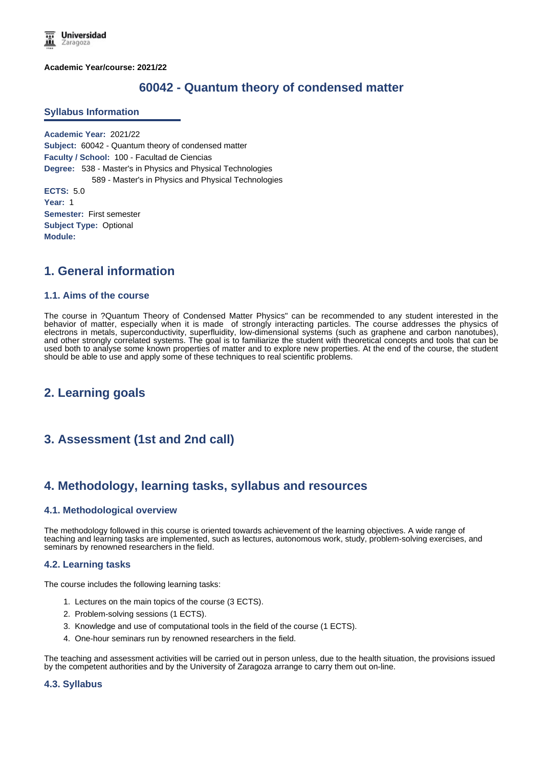**Academic Year/course: 2021/22**

# 60042 - Quantum theory of condensed matter

## Syllabus Information

**Academic Year:** 2021/22
**Subject:** 60042 - Quantum theory of condensed matter
**Faculty / School:** 100 - Facultad de Ciencias
**Degree:** 538 - Master's in Physics and Physical Technologies
589 - Master's in Physics and Physical Technologies
**ECTS:** 5.0
**Year:** 1
**Semester:** First semester
**Subject Type:** Optional
**Module:**

## 1. General information

### 1.1. Aims of the course

The course in ?Quantum Theory of Condensed Matter Physics" can be recommended to any student interested in the behavior of matter, especially when it is made of strongly interacting particles. The course addresses the physics of electrons in metals, superconductivity, superfluidity, low-dimensional systems (such as graphene and carbon nanotubes), and other strongly correlated systems. The goal is to familiarize the student with theoretical concepts and tools that can be used both to analyse some known properties of matter and to explore new properties. At the end of the course, the student should be able to use and apply some of these techniques to real scientific problems.

## 2. Learning goals

## 3. Assessment (1st and 2nd call)

## 4. Methodology, learning tasks, syllabus and resources

### 4.1. Methodological overview

The methodology followed in this course is oriented towards achievement of the learning objectives. A wide range of teaching and learning tasks are implemented, such as lectures, autonomous work, study, problem-solving exercises, and seminars by renowned researchers in the field.

### 4.2. Learning tasks

The course includes the following learning tasks:

1. Lectures on the main topics of the course (3 ECTS).
2. Problem-solving sessions (1 ECTS).
3. Knowledge and use of computational tools in the field of the course (1 ECTS).
4. One-hour seminars run by renowned researchers in the field.

The teaching and assessment activities will be carried out in person unless, due to the health situation, the provisions issued by the competent authorities and by the University of Zaragoza arrange to carry them out on-line.

### 4.3. Syllabus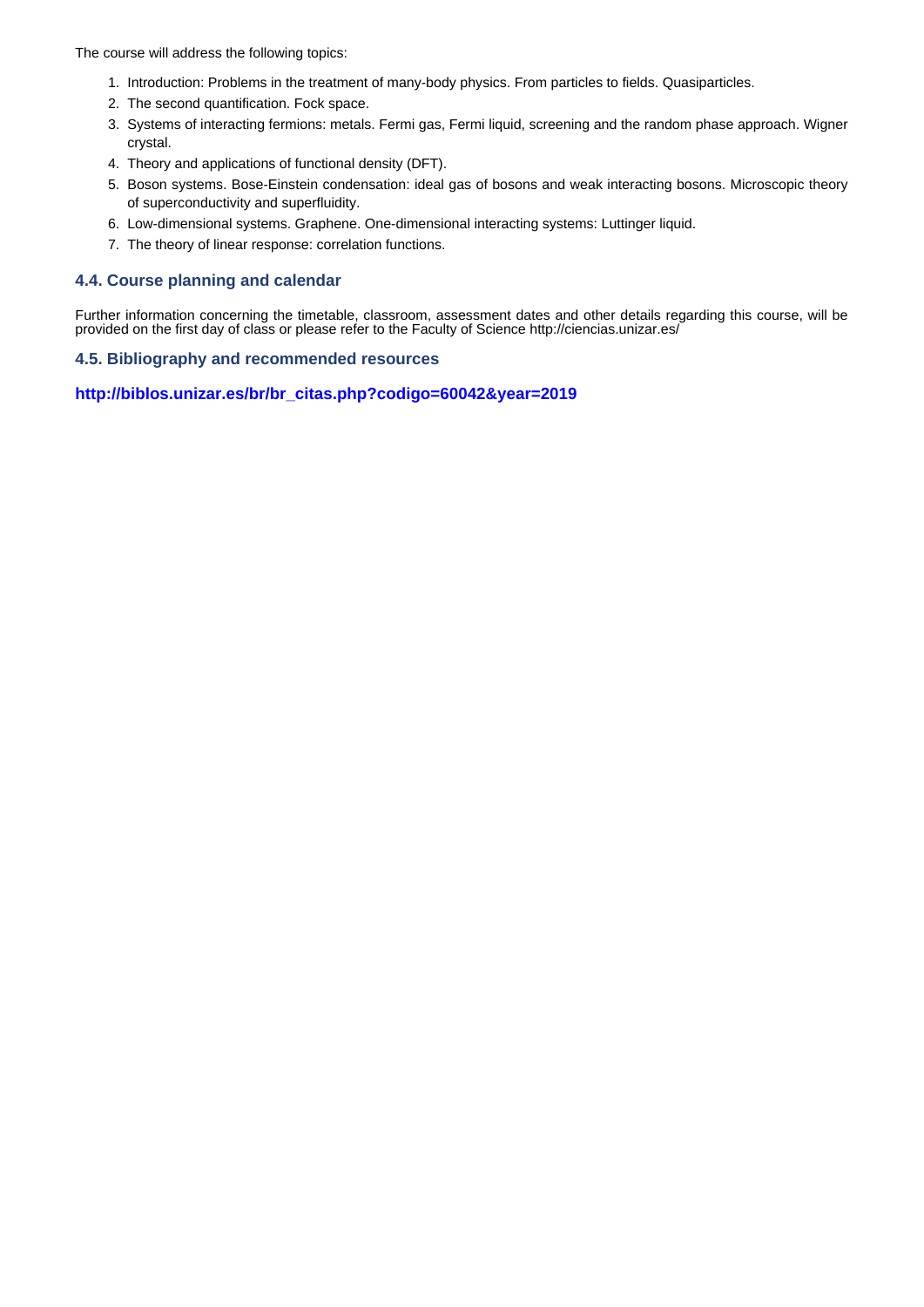The course will address the following topics:

1. Introduction: Problems in the treatment of many-body physics. From particles to fields. Quasiparticles.
2. The second quantification. Fock space.
3. Systems of interacting fermions: metals. Fermi gas, Fermi liquid, screening and the random phase approach. Wigner crystal.
4. Theory and applications of functional density (DFT).
5. Boson systems. Bose-Einstein condensation: ideal gas of bosons and weak interacting bosons. Microscopic theory of superconductivity and superfluidity.
6. Low-dimensional systems. Graphene. One-dimensional interacting systems: Luttinger liquid.
7. The theory of linear response: correlation functions.

### 4.4. Course planning and calendar

Further information concerning the timetable, classroom, assessment dates and other details regarding this course, will be provided on the first day of class or please refer to the Faculty of Science http://ciencias.unizar.es/

### 4.5. Bibliography and recommended resources

**http://biblos.unizar.es/br/br_citas.php?codigo=60042&year=2019**